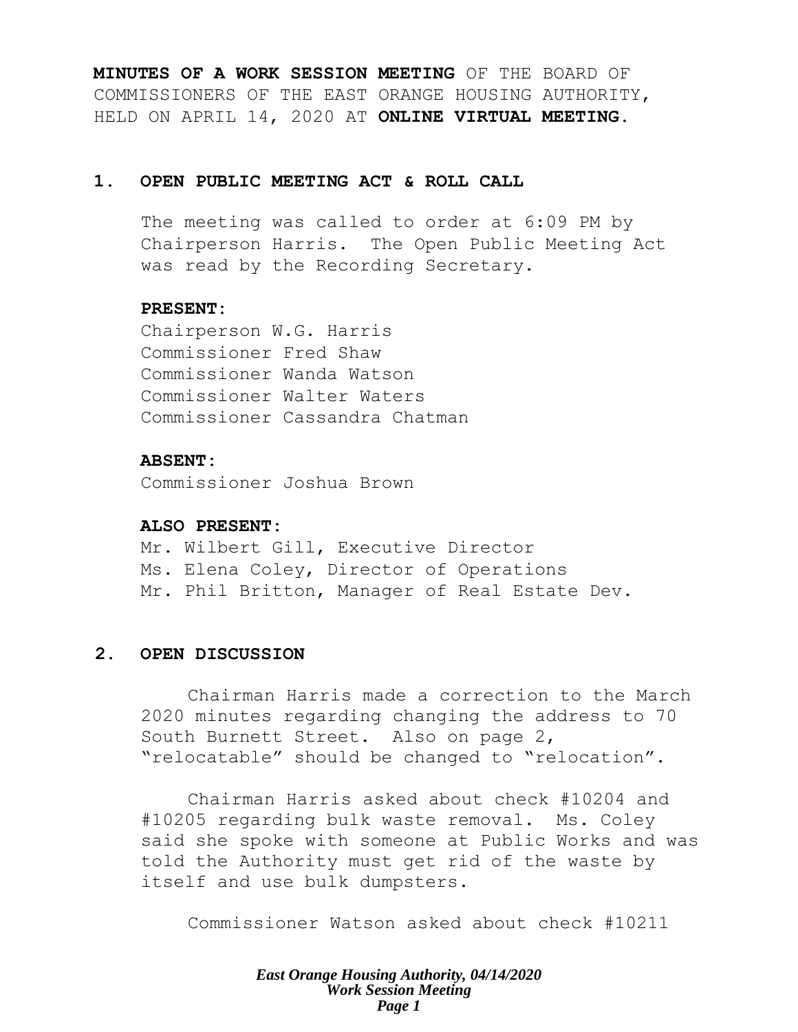**MINUTES OF A WORK SESSION MEETING** OF THE BOARD OF COMMISSIONERS OF THE EAST ORANGE HOUSING AUTHORITY, HELD ON APRIL 14, 2020 AT **ONLINE VIRTUAL MEETING.**

## 1. OPEN PUBLIC MEETING ACT & ROLL CALL

The meeting was called to order at 6:09 PM by Chairperson Harris. The Open Public Meeting Act was read by the Recording Secretary.

**PRESENT:**
Chairperson W.G. Harris
Commissioner Fred Shaw
Commissioner Wanda Watson
Commissioner Walter Waters
Commissioner Cassandra Chatman

**ABSENT:**
Commissioner Joshua Brown

**ALSO PRESENT:**
Mr. Wilbert Gill, Executive Director
Ms. Elena Coley, Director of Operations
Mr. Phil Britton, Manager of Real Estate Dev.

## 2. OPEN DISCUSSION

Chairman Harris made a correction to the March 2020 minutes regarding changing the address to 70 South Burnett Street. Also on page 2, "relocatable" should be changed to "relocation".

Chairman Harris asked about check #10204 and #10205 regarding bulk waste removal. Ms. Coley said she spoke with someone at Public Works and was told the Authority must get rid of the waste by itself and use bulk dumpsters.

Commissioner Watson asked about check #10211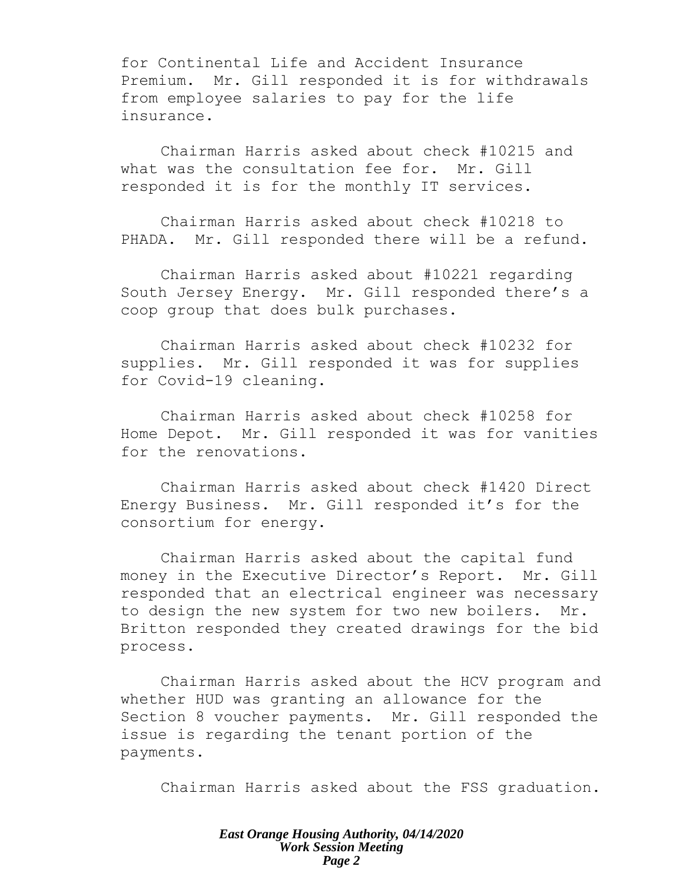for Continental Life and Accident Insurance Premium. Mr. Gill responded it is for withdrawals from employee salaries to pay for the life insurance.

Chairman Harris asked about check #10215 and what was the consultation fee for. Mr. Gill responded it is for the monthly IT services.

Chairman Harris asked about check #10218 to PHADA. Mr. Gill responded there will be a refund.

Chairman Harris asked about #10221 regarding South Jersey Energy. Mr. Gill responded there's a coop group that does bulk purchases.

Chairman Harris asked about check #10232 for supplies. Mr. Gill responded it was for supplies for Covid-19 cleaning.

Chairman Harris asked about check #10258 for Home Depot. Mr. Gill responded it was for vanities for the renovations.

Chairman Harris asked about check #1420 Direct Energy Business. Mr. Gill responded it's for the consortium for energy.

Chairman Harris asked about the capital fund money in the Executive Director's Report. Mr. Gill responded that an electrical engineer was necessary to design the new system for two new boilers. Mr. Britton responded they created drawings for the bid process.

Chairman Harris asked about the HCV program and whether HUD was granting an allowance for the Section 8 voucher payments. Mr. Gill responded the issue is regarding the tenant portion of the payments.

Chairman Harris asked about the FSS graduation.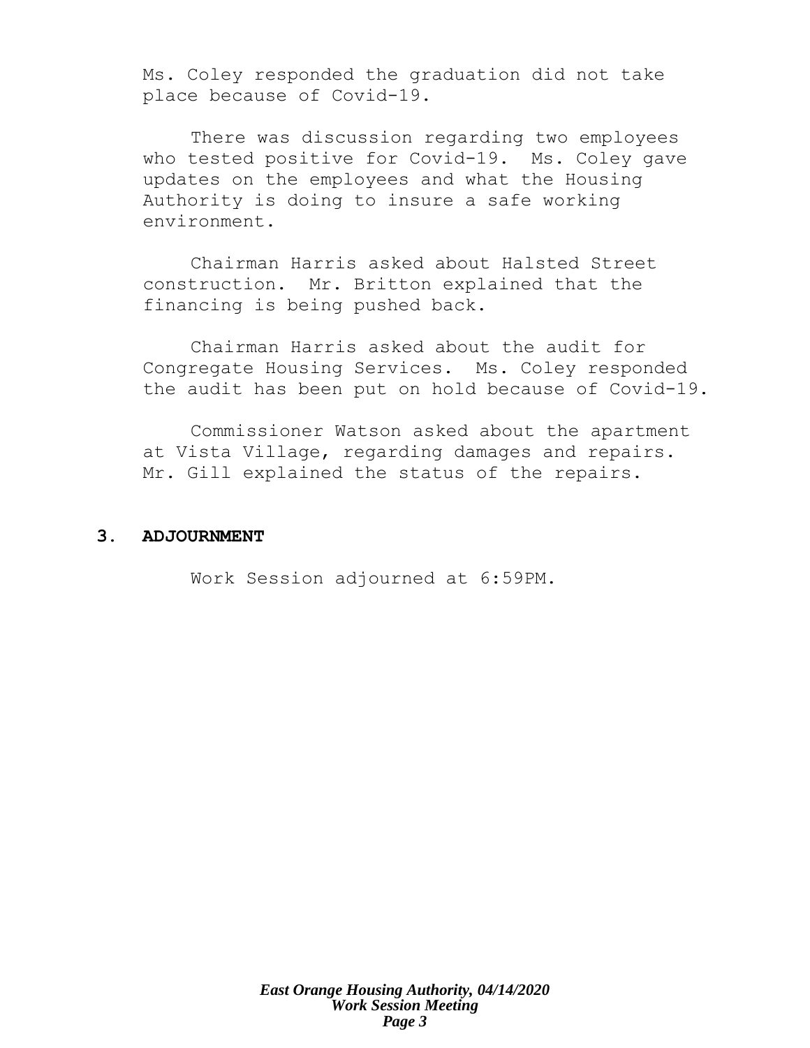Ms. Coley responded the graduation did not take place because of Covid-19.

There was discussion regarding two employees who tested positive for Covid-19. Ms. Coley gave updates on the employees and what the Housing Authority is doing to insure a safe working environment.

Chairman Harris asked about Halsted Street construction. Mr. Britton explained that the financing is being pushed back.

Chairman Harris asked about the audit for Congregate Housing Services. Ms. Coley responded the audit has been put on hold because of Covid-19.

Commissioner Watson asked about the apartment at Vista Village, regarding damages and repairs. Mr. Gill explained the status of the repairs.

## 3. ADJOURNMENT

Work Session adjourned at 6:59PM.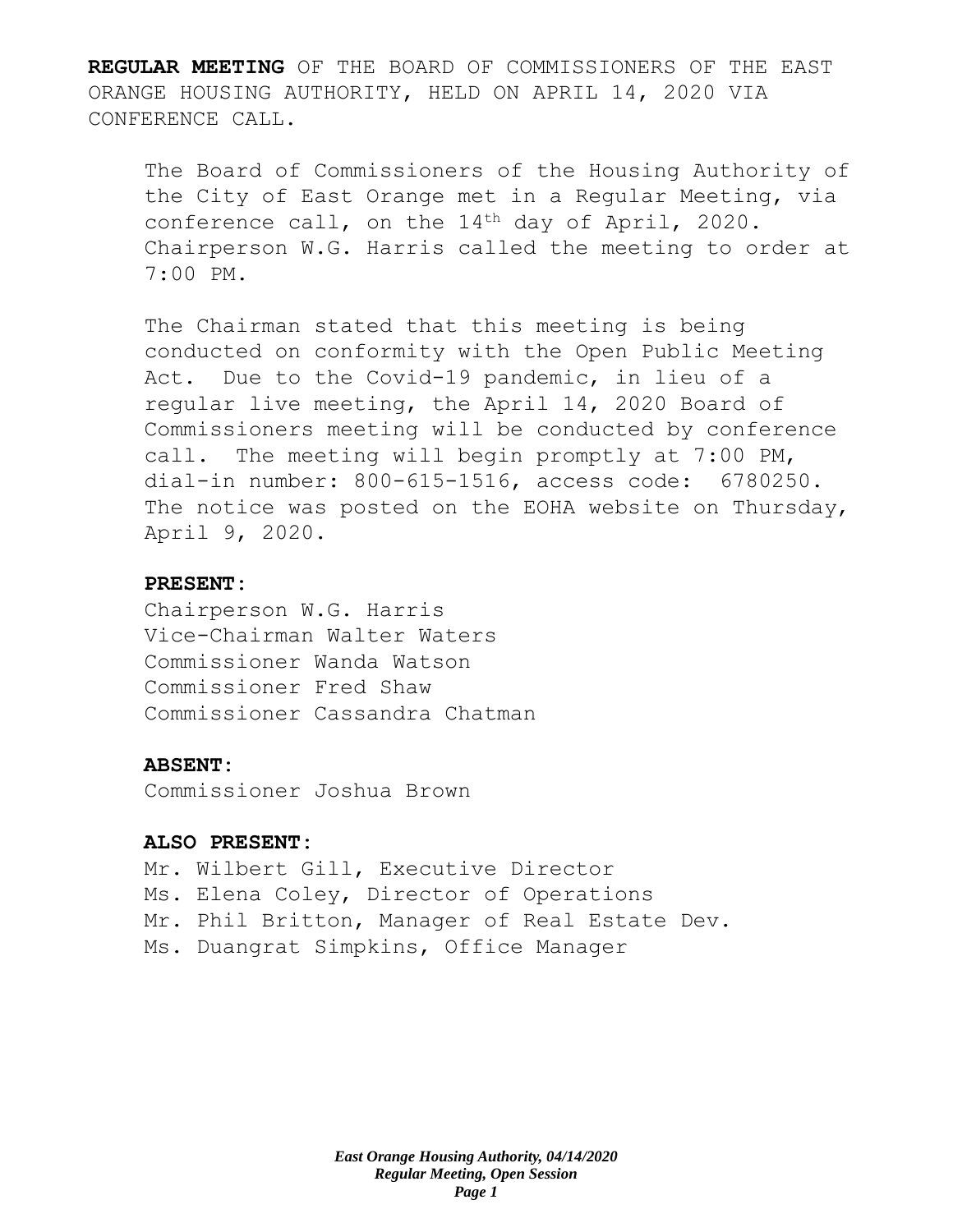**REGULAR MEETING** OF THE BOARD OF COMMISSIONERS OF THE EAST ORANGE HOUSING AUTHORITY, HELD ON APRIL 14, 2020 VIA CONFERENCE CALL.

The Board of Commissioners of the Housing Authority of the City of East Orange met in a Regular Meeting, via conference call, on the 14th day of April, 2020. Chairperson W.G. Harris called the meeting to order at 7:00 PM.

The Chairman stated that this meeting is being conducted on conformity with the Open Public Meeting Act. Due to the Covid-19 pandemic, in lieu of a regular live meeting, the April 14, 2020 Board of Commissioners meeting will be conducted by conference call. The meeting will begin promptly at 7:00 PM, dial-in number: 800-615-1516, access code: 6780250. The notice was posted on the EOHA website on Thursday, April 9, 2020.

**PRESENT:**

Chairperson W.G. Harris
Vice-Chairman Walter Waters
Commissioner Wanda Watson
Commissioner Fred Shaw
Commissioner Cassandra Chatman

**ABSENT:**

Commissioner Joshua Brown

**ALSO PRESENT:**

Mr. Wilbert Gill, Executive Director
Ms. Elena Coley, Director of Operations
Mr. Phil Britton, Manager of Real Estate Dev.
Ms. Duangrat Simpkins, Office Manager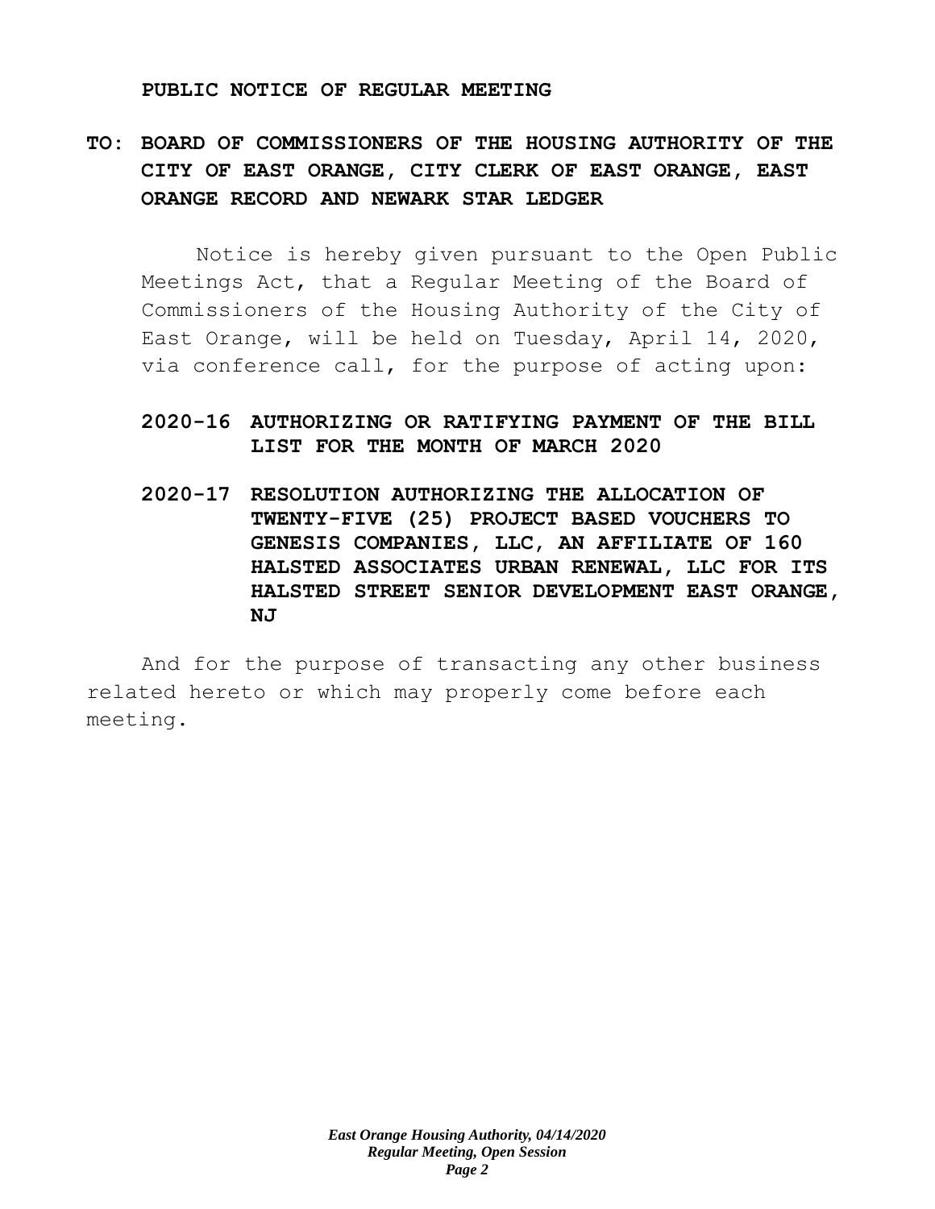**PUBLIC NOTICE OF REGULAR MEETING**

**TO: BOARD OF COMMISSIONERS OF THE HOUSING AUTHORITY OF THE CITY OF EAST ORANGE, CITY CLERK OF EAST ORANGE, EAST ORANGE RECORD AND NEWARK STAR LEDGER**

Notice is hereby given pursuant to the Open Public Meetings Act, that a Regular Meeting of the Board of Commissioners of the Housing Authority of the City of East Orange, will be held on Tuesday, April 14, 2020, via conference call, for the purpose of acting upon:

**2020-16 AUTHORIZING OR RATIFYING PAYMENT OF THE BILL LIST FOR THE MONTH OF MARCH 2020**

**2020-17 RESOLUTION AUTHORIZING THE ALLOCATION OF TWENTY-FIVE (25) PROJECT BASED VOUCHERS TO GENESIS COMPANIES, LLC, AN AFFILIATE OF 160 HALSTED ASSOCIATES URBAN RENEWAL, LLC FOR ITS HALSTED STREET SENIOR DEVELOPMENT EAST ORANGE, NJ**

And for the purpose of transacting any other business related hereto or which may properly come before each meeting.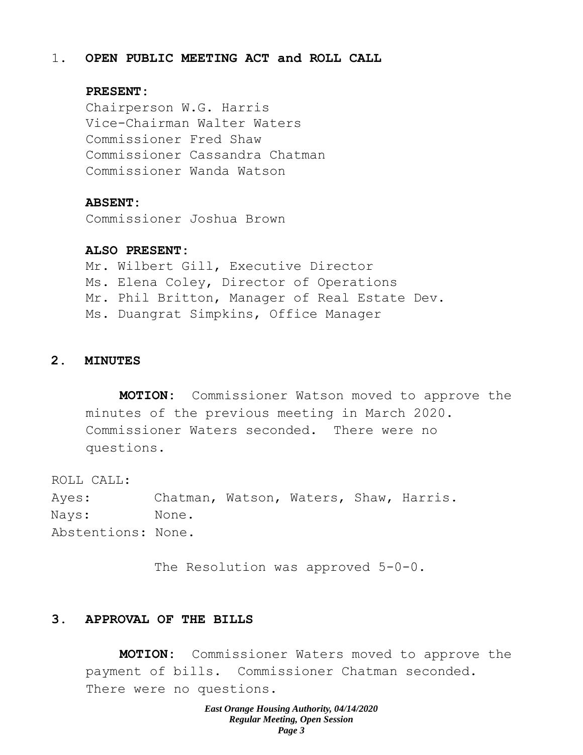1. **OPEN PUBLIC MEETING ACT and ROLL CALL**

**PRESENT:**
Chairperson W.G. Harris
Vice-Chairman Walter Waters
Commissioner Fred Shaw
Commissioner Cassandra Chatman
Commissioner Wanda Watson

**ABSENT:**
Commissioner Joshua Brown

**ALSO PRESENT:**
Mr. Wilbert Gill, Executive Director
Ms. Elena Coley, Director of Operations
Mr. Phil Britton, Manager of Real Estate Dev.
Ms. Duangrat Simpkins, Office Manager

## 2. MINUTES

**MOTION:** Commissioner Watson moved to approve the minutes of the previous meeting in March 2020. Commissioner Waters seconded. There were no questions.

ROLL CALL:
Ayes: Chatman, Watson, Waters, Shaw, Harris.
Nays: None.
Abstentions: None.

The Resolution was approved 5-0-0.

## 3. APPROVAL OF THE BILLS

**MOTION:** Commissioner Waters moved to approve the payment of bills. Commissioner Chatman seconded. There were no questions.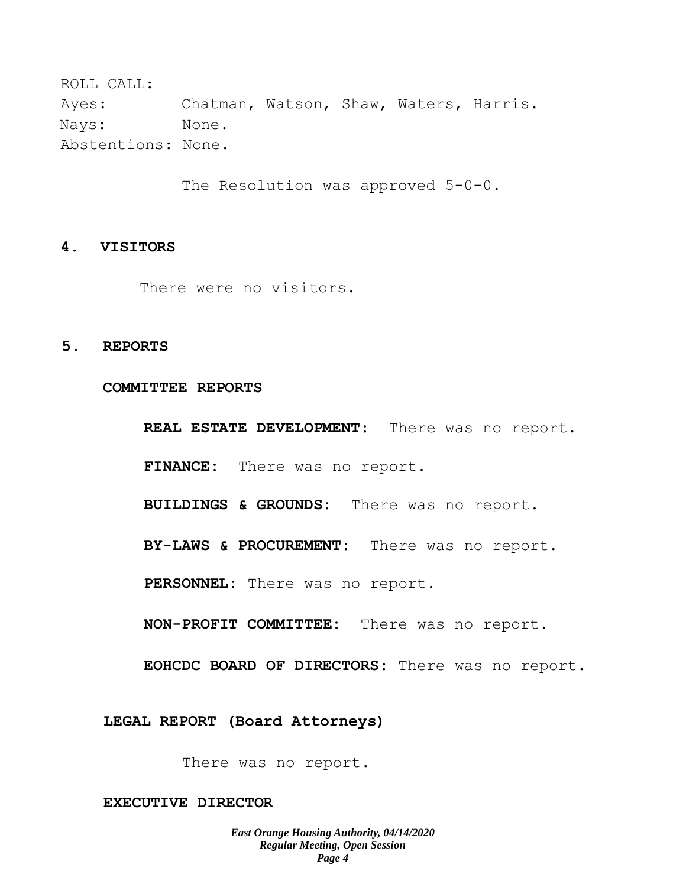ROLL CALL:
Ayes: Chatman, Watson, Shaw, Waters, Harris.
Nays: None.
Abstentions: None.

The Resolution was approved 5-0-0.

## 4. VISITORS

There were no visitors.

## 5. REPORTS

### COMMITTEE REPORTS

**REAL ESTATE DEVELOPMENT:** There was no report.

**FINANCE:** There was no report.

**BUILDINGS & GROUNDS:** There was no report.

**BY-LAWS & PROCUREMENT:** There was no report.

**PERSONNEL:** There was no report.

**NON-PROFIT COMMITTEE:** There was no report.

**EOHCDC BOARD OF DIRECTORS:** There was no report.

### LEGAL REPORT (Board Attorneys)

There was no report.

### EXECUTIVE DIRECTOR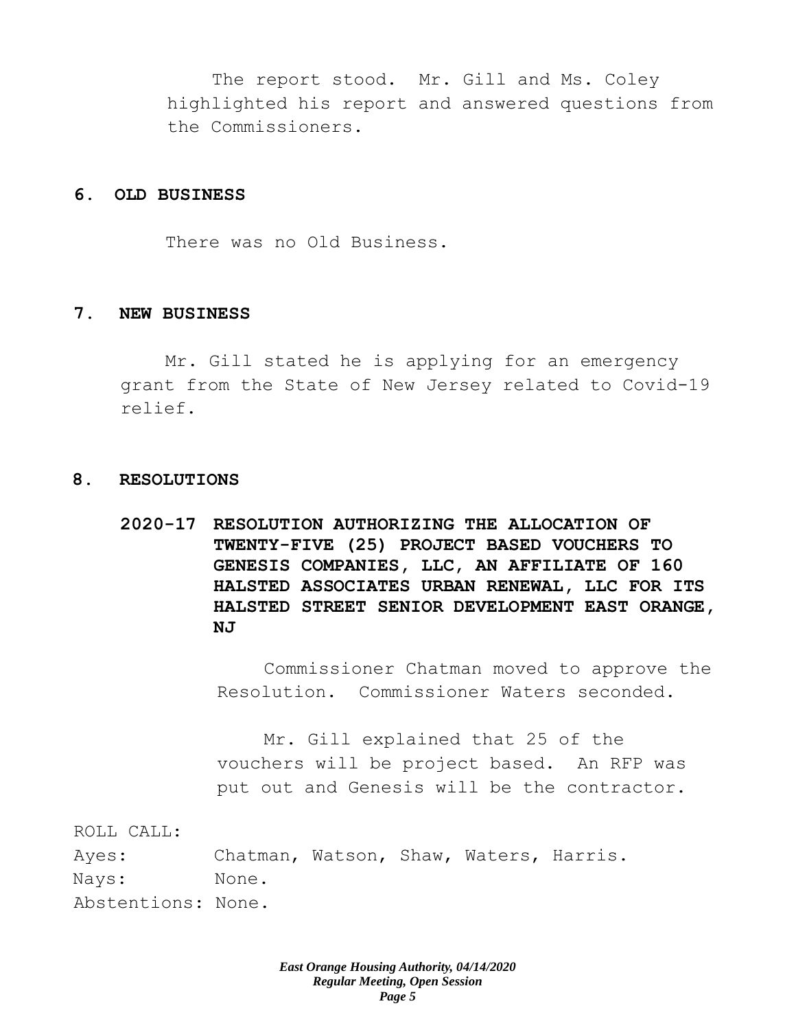The report stood. Mr. Gill and Ms. Coley highlighted his report and answered questions from the Commissioners.

## 6. OLD BUSINESS

There was no Old Business.

## 7. NEW BUSINESS

Mr. Gill stated he is applying for an emergency grant from the State of New Jersey related to Covid-19 relief.

## 8. RESOLUTIONS

### 2020-17 RESOLUTION AUTHORIZING THE ALLOCATION OF TWENTY-FIVE (25) PROJECT BASED VOUCHERS TO GENESIS COMPANIES, LLC, AN AFFILIATE OF 160 HALSTED ASSOCIATES URBAN RENEWAL, LLC FOR ITS HALSTED STREET SENIOR DEVELOPMENT EAST ORANGE, NJ

Commissioner Chatman moved to approve the Resolution. Commissioner Waters seconded.

Mr. Gill explained that 25 of the vouchers will be project based. An RFP was put out and Genesis will be the contractor.

ROLL CALL:
Ayes: Chatman, Watson, Shaw, Waters, Harris.
Nays: None.
Abstentions: None.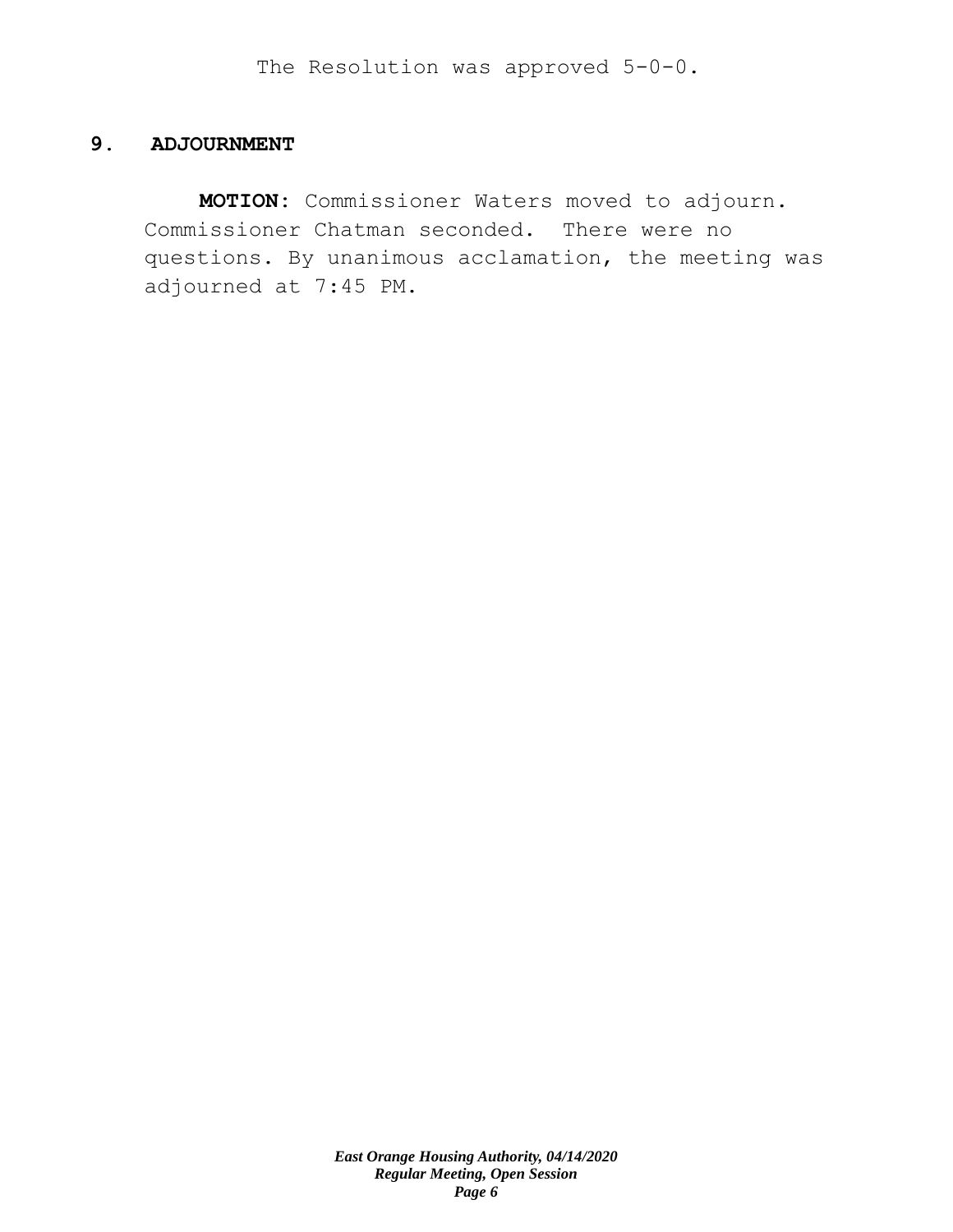The Resolution was approved 5-0-0.

## 9. ADJOURNMENT

**MOTION**: Commissioner Waters moved to adjourn. Commissioner Chatman seconded. There were no questions. By unanimous acclamation, the meeting was adjourned at 7:45 PM.